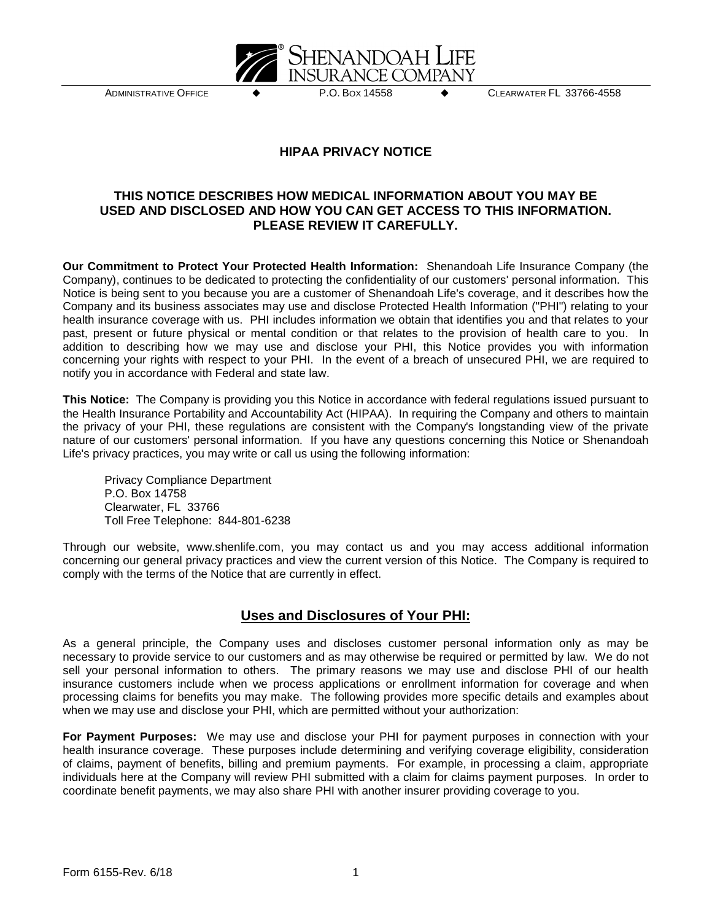SHENANDOAH LIFE INSURANCE COMPANY

ADMINISTRATIVE OFFICE ◆ P.O. BOX 14558 ◆ CLEARWATER FL 33766-4558

# HIPAA PRIVACY NOTICE

## THIS NOTICE DESCRIBES HOW MEDICAL INFORMATION ABOUT YOU MAY BE USED AND DISCLOSED AND HOW YOU CAN GET ACCESS TO THIS INFORMATION. PLEASE REVIEW IT CAREFULLY.

**Our Commitment to Protect Your Protected Health Information:** Shenandoah Life Insurance Company (the Company), continues to be dedicated to protecting the confidentiality of our customers' personal information. This Notice is being sent to you because you are a customer of Shenandoah Life's coverage, and it describes how the Company and its business associates may use and disclose Protected Health Information ("PHI") relating to your health insurance coverage with us. PHI includes information we obtain that identifies you and that relates to your past, present or future physical or mental condition or that relates to the provision of health care to you. In addition to describing how we may use and disclose your PHI, this Notice provides you with information concerning your rights with respect to your PHI. In the event of a breach of unsecured PHI, we are required to notify you in accordance with Federal and state law.

**This Notice:** The Company is providing you this Notice in accordance with federal regulations issued pursuant to the Health Insurance Portability and Accountability Act (HIPAA). In requiring the Company and others to maintain the privacy of your PHI, these regulations are consistent with the Company's longstanding view of the private nature of our customers' personal information. If you have any questions concerning this Notice or Shenandoah Life's privacy practices, you may write or call us using the following information:

Privacy Compliance Department
P.O. Box 14758
Clearwater, FL 33766
Toll Free Telephone: 844-801-6238

Through our website, www.shenlife.com, you may contact us and you may access additional information concerning our general privacy practices and view the current version of this Notice. The Company is required to comply with the terms of the Notice that are currently in effect.

## Uses and Disclosures of Your PHI:

As a general principle, the Company uses and discloses customer personal information only as may be necessary to provide service to our customers and as may otherwise be required or permitted by law. We do not sell your personal information to others. The primary reasons we may use and disclose PHI of our health insurance customers include when we process applications or enrollment information for coverage and when processing claims for benefits you may make. The following provides more specific details and examples about when we may use and disclose your PHI, which are permitted without your authorization:

**For Payment Purposes:** We may use and disclose your PHI for payment purposes in connection with your health insurance coverage. These purposes include determining and verifying coverage eligibility, consideration of claims, payment of benefits, billing and premium payments. For example, in processing a claim, appropriate individuals here at the Company will review PHI submitted with a claim for claims payment purposes. In order to coordinate benefit payments, we may also share PHI with another insurer providing coverage to you.

Form 6155-Rev. 6/18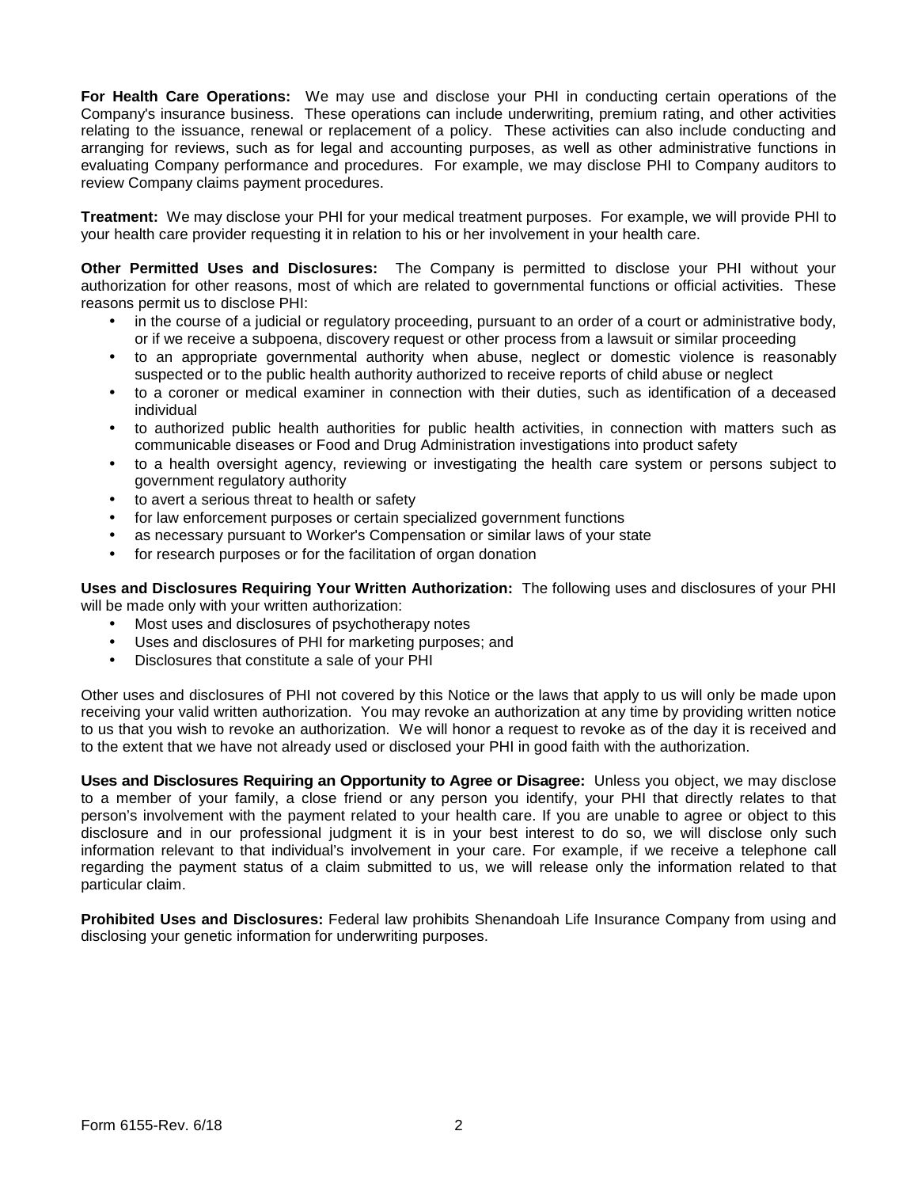**For Health Care Operations:** We may use and disclose your PHI in conducting certain operations of the Company's insurance business. These operations can include underwriting, premium rating, and other activities relating to the issuance, renewal or replacement of a policy. These activities can also include conducting and arranging for reviews, such as for legal and accounting purposes, as well as other administrative functions in evaluating Company performance and procedures. For example, we may disclose PHI to Company auditors to review Company claims payment procedures.

**Treatment:** We may disclose your PHI for your medical treatment purposes. For example, we will provide PHI to your health care provider requesting it in relation to his or her involvement in your health care.

**Other Permitted Uses and Disclosures:** The Company is permitted to disclose your PHI without your authorization for other reasons, most of which are related to governmental functions or official activities. These reasons permit us to disclose PHI:

- in the course of a judicial or regulatory proceeding, pursuant to an order of a court or administrative body, or if we receive a subpoena, discovery request or other process from a lawsuit or similar proceeding
- to an appropriate governmental authority when abuse, neglect or domestic violence is reasonably suspected or to the public health authority authorized to receive reports of child abuse or neglect
- to a coroner or medical examiner in connection with their duties, such as identification of a deceased individual
- to authorized public health authorities for public health activities, in connection with matters such as communicable diseases or Food and Drug Administration investigations into product safety
- to a health oversight agency, reviewing or investigating the health care system or persons subject to government regulatory authority
- to avert a serious threat to health or safety
- for law enforcement purposes or certain specialized government functions
- as necessary pursuant to Worker's Compensation or similar laws of your state
- for research purposes or for the facilitation of organ donation

**Uses and Disclosures Requiring Your Written Authorization:** The following uses and disclosures of your PHI will be made only with your written authorization:

- Most uses and disclosures of psychotherapy notes
- Uses and disclosures of PHI for marketing purposes; and
- Disclosures that constitute a sale of your PHI

Other uses and disclosures of PHI not covered by this Notice or the laws that apply to us will only be made upon receiving your valid written authorization. You may revoke an authorization at any time by providing written notice to us that you wish to revoke an authorization. We will honor a request to revoke as of the day it is received and to the extent that we have not already used or disclosed your PHI in good faith with the authorization.

**Uses and Disclosures Requiring an Opportunity to Agree or Disagree:** Unless you object, we may disclose to a member of your family, a close friend or any person you identify, your PHI that directly relates to that person's involvement with the payment related to your health care. If you are unable to agree or object to this disclosure and in our professional judgment it is in your best interest to do so, we will disclose only such information relevant to that individual's involvement in your care. For example, if we receive a telephone call regarding the payment status of a claim submitted to us, we will release only the information related to that particular claim.

**Prohibited Uses and Disclosures:** Federal law prohibits Shenandoah Life Insurance Company from using and disclosing your genetic information for underwriting purposes.

Form 6155-Rev. 6/18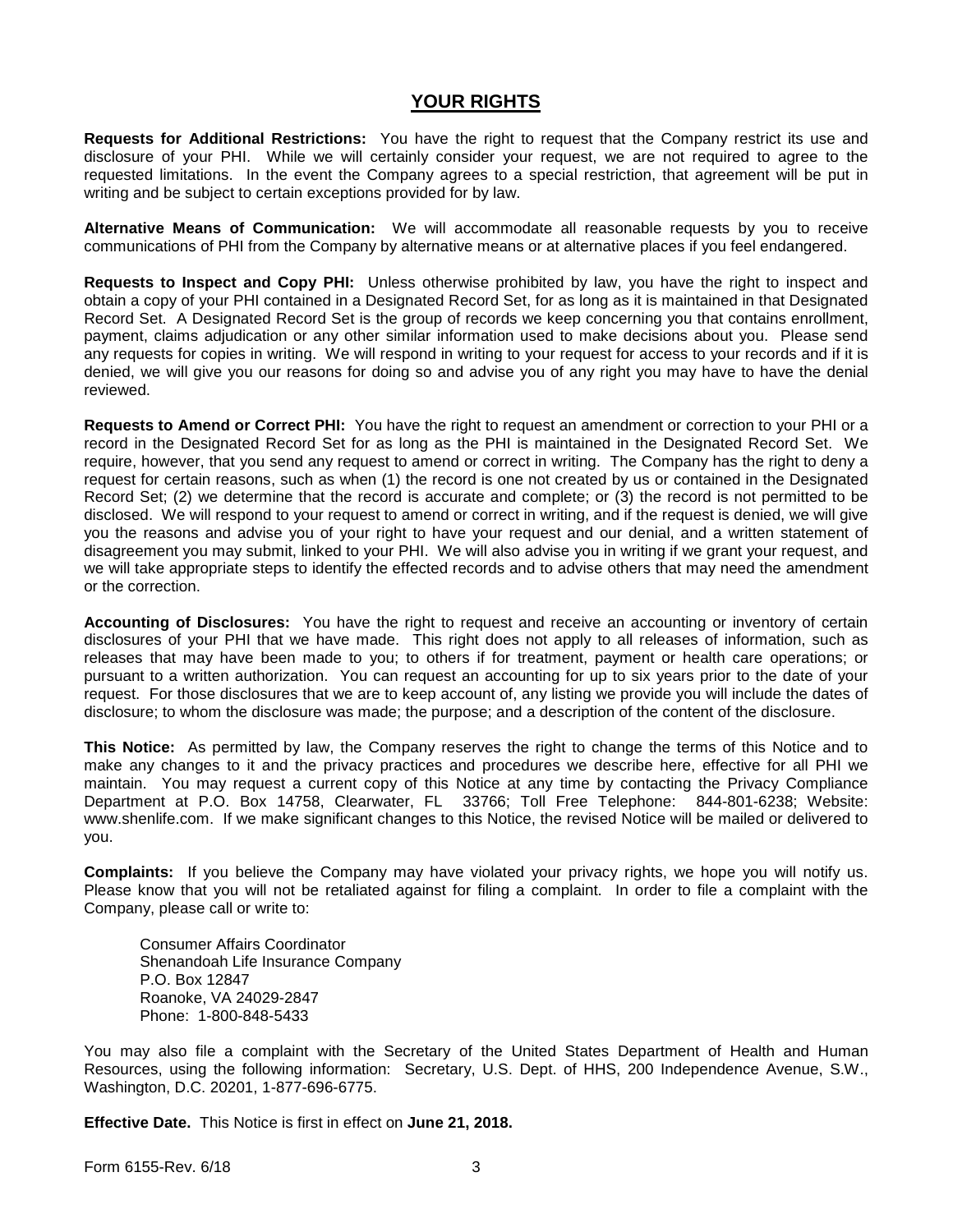## YOUR RIGHTS

**Requests for Additional Restrictions:** You have the right to request that the Company restrict its use and disclosure of your PHI. While we will certainly consider your request, we are not required to agree to the requested limitations. In the event the Company agrees to a special restriction, that agreement will be put in writing and be subject to certain exceptions provided for by law.

**Alternative Means of Communication:** We will accommodate all reasonable requests by you to receive communications of PHI from the Company by alternative means or at alternative places if you feel endangered.

**Requests to Inspect and Copy PHI:** Unless otherwise prohibited by law, you have the right to inspect and obtain a copy of your PHI contained in a Designated Record Set, for as long as it is maintained in that Designated Record Set. A Designated Record Set is the group of records we keep concerning you that contains enrollment, payment, claims adjudication or any other similar information used to make decisions about you. Please send any requests for copies in writing. We will respond in writing to your request for access to your records and if it is denied, we will give you our reasons for doing so and advise you of any right you may have to have the denial reviewed.

**Requests to Amend or Correct PHI:** You have the right to request an amendment or correction to your PHI or a record in the Designated Record Set for as long as the PHI is maintained in the Designated Record Set. We require, however, that you send any request to amend or correct in writing. The Company has the right to deny a request for certain reasons, such as when (1) the record is one not created by us or contained in the Designated Record Set; (2) we determine that the record is accurate and complete; or (3) the record is not permitted to be disclosed. We will respond to your request to amend or correct in writing, and if the request is denied, we will give you the reasons and advise you of your right to have your request and our denial, and a written statement of disagreement you may submit, linked to your PHI. We will also advise you in writing if we grant your request, and we will take appropriate steps to identify the effected records and to advise others that may need the amendment or the correction.

**Accounting of Disclosures:** You have the right to request and receive an accounting or inventory of certain disclosures of your PHI that we have made. This right does not apply to all releases of information, such as releases that may have been made to you; to others if for treatment, payment or health care operations; or pursuant to a written authorization. You can request an accounting for up to six years prior to the date of your request. For those disclosures that we are to keep account of, any listing we provide you will include the dates of disclosure; to whom the disclosure was made; the purpose; and a description of the content of the disclosure.

**This Notice:** As permitted by law, the Company reserves the right to change the terms of this Notice and to make any changes to it and the privacy practices and procedures we describe here, effective for all PHI we maintain. You may request a current copy of this Notice at any time by contacting the Privacy Compliance Department at P.O. Box 14758, Clearwater, FL 33766; Toll Free Telephone: 844-801-6238; Website: www.shenlife.com. If we make significant changes to this Notice, the revised Notice will be mailed or delivered to you.

**Complaints:** If you believe the Company may have violated your privacy rights, we hope you will notify us. Please know that you will not be retaliated against for filing a complaint. In order to file a complaint with the Company, please call or write to:

Consumer Affairs Coordinator
Shenandoah Life Insurance Company
P.O. Box 12847
Roanoke, VA 24029-2847
Phone: 1-800-848-5433

You may also file a complaint with the Secretary of the United States Department of Health and Human Resources, using the following information: Secretary, U.S. Dept. of HHS, 200 Independence Avenue, S.W., Washington, D.C. 20201, 1-877-696-6775.

**Effective Date.** This Notice is first in effect on **June 21, 2018.**

Form 6155-Rev. 6/18